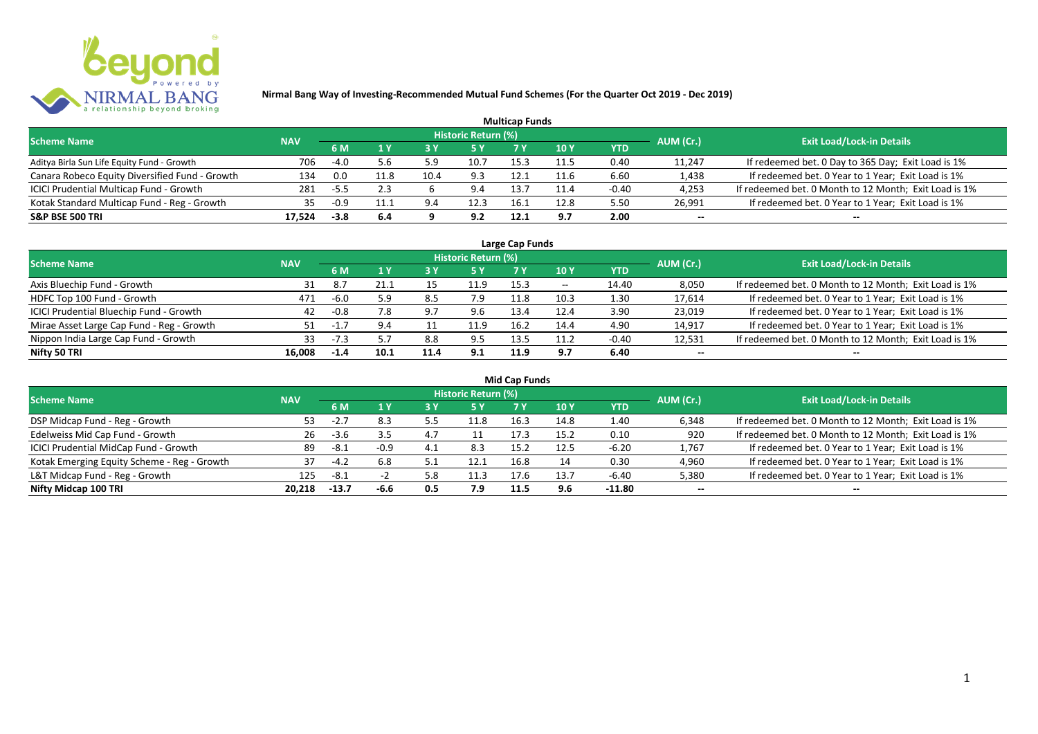**Nirmal Bang Way of Investing-Recommended Mutual Fund Schemes (For the Quarter Oct 2019 - Dec 2019)**

## Multicap Funds

| Scheme Name | NAV | Historic Return (%) | | | | | | | AUM (Cr.) | Exit Load/Lock-in Details |
|---|---|---|---|---|---|---|---|---|---|---|
| | | 6 M | 1 Y | 3 Y | 5 Y | 7 Y | 10 Y | YTD | | |
| Aditya Birla Sun Life Equity Fund - Growth | 706 | -4.0 | 5.6 | 5.9 | 10.7 | 15.3 | 11.5 | 0.40 | 11,247 | If redeemed bet. 0 Day to 365 Day; Exit Load is 1% |
| Canara Robeco Equity Diversified Fund - Growth | 134 | 0.0 | 11.8 | 10.4 | 9.3 | 12.1 | 11.6 | 6.60 | 1,438 | If redeemed bet. 0 Year to 1 Year; Exit Load is 1% |
| ICICI Prudential Multicap Fund - Growth | 281 | -5.5 | 2.3 | 6 | 9.4 | 13.7 | 11.4 | -0.40 | 4,253 | If redeemed bet. 0 Month to 12 Month; Exit Load is 1% |
| Kotak Standard Multicap Fund - Reg - Growth | 35 | -0.9 | 11.1 | 9.4 | 12.3 | 16.1 | 12.8 | 5.50 | 26,991 | If redeemed bet. 0 Year to 1 Year; Exit Load is 1% |
| **S&P BSE 500 TRI** | **17,524** | **-3.8** | **6.4** | **9** | **9.2** | **12.1** | **9.7** | **2.00** | -- | -- |

## Large Cap Funds

| Scheme Name | NAV | Historic Return (%) | | | | | | | AUM (Cr.) | Exit Load/Lock-in Details |
|---|---|---|---|---|---|---|---|---|---|---|
| | | 6 M | 1 Y | 3 Y | 5 Y | 7 Y | 10 Y | YTD | | |
| Axis Bluechip Fund - Growth | 31 | 8.7 | 21.1 | 15 | 11.9 | 15.3 | -- | 14.40 | 8,050 | If redeemed bet. 0 Month to 12 Month; Exit Load is 1% |
| HDFC Top 100 Fund - Growth | 471 | -6.0 | 5.9 | 8.5 | 7.9 | 11.8 | 10.3 | 1.30 | 17,614 | If redeemed bet. 0 Year to 1 Year; Exit Load is 1% |
| ICICI Prudential Bluechip Fund - Growth | 42 | -0.8 | 7.8 | 9.7 | 9.6 | 13.4 | 12.4 | 3.90 | 23,019 | If redeemed bet. 0 Year to 1 Year; Exit Load is 1% |
| Mirae Asset Large Cap Fund - Reg - Growth | 51 | -1.7 | 9.4 | 11 | 11.9 | 16.2 | 14.4 | 4.90 | 14,917 | If redeemed bet. 0 Year to 1 Year; Exit Load is 1% |
| Nippon India Large Cap Fund - Growth | 33 | -7.3 | 5.7 | 8.8 | 9.5 | 13.5 | 11.2 | -0.40 | 12,531 | If redeemed bet. 0 Month to 12 Month; Exit Load is 1% |
| **Nifty 50 TRI** | **16,008** | **-1.4** | **10.1** | **11.4** | **9.1** | **11.9** | **9.7** | **6.40** | -- | -- |

## Mid Cap Funds

| Scheme Name | NAV | Historic Return (%) | | | | | | | AUM (Cr.) | Exit Load/Lock-in Details |
|---|---|---|---|---|---|---|---|---|---|---|
| | | 6 M | 1 Y | 3 Y | 5 Y | 7 Y | 10 Y | YTD | | |
| DSP Midcap Fund - Reg - Growth | 53 | -2.7 | 8.3 | 5.5 | 11.8 | 16.3 | 14.8 | 1.40 | 6,348 | If redeemed bet. 0 Month to 12 Month; Exit Load is 1% |
| Edelweiss Mid Cap Fund - Growth | 26 | -3.6 | 3.5 | 4.7 | 11 | 17.3 | 15.2 | 0.10 | 920 | If redeemed bet. 0 Month to 12 Month; Exit Load is 1% |
| ICICI Prudential MidCap Fund - Growth | 89 | -8.1 | -0.9 | 4.1 | 8.3 | 15.2 | 12.5 | -6.20 | 1,767 | If redeemed bet. 0 Year to 1 Year; Exit Load is 1% |
| Kotak Emerging Equity Scheme - Reg - Growth | 37 | -4.2 | 6.8 | 5.1 | 12.1 | 16.8 | 14 | 0.30 | 4,960 | If redeemed bet. 0 Year to 1 Year; Exit Load is 1% |
| L&T Midcap Fund - Reg - Growth | 125 | -8.1 | -2 | 5.8 | 11.3 | 17.6 | 13.7 | -6.40 | 5,380 | If redeemed bet. 0 Year to 1 Year; Exit Load is 1% |
| **Nifty Midcap 100 TRI** | **20,218** | **-13.7** | **-6.6** | **0.5** | **7.9** | **11.5** | **9.6** | **-11.80** | -- | -- |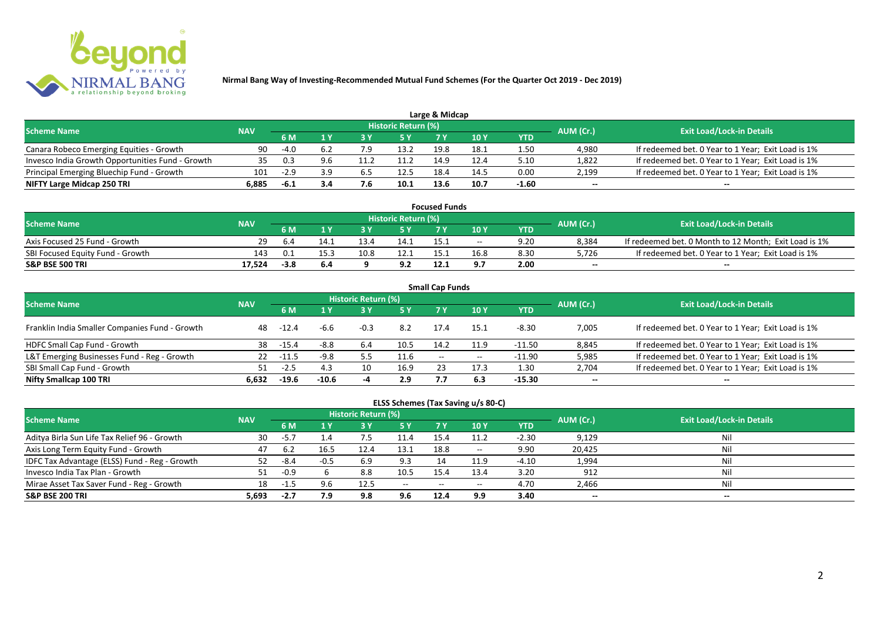**Nirmal Bang Way of Investing-Recommended Mutual Fund Schemes (For the Quarter Oct 2019 - Dec 2019)**

### Large & Midcap

| Scheme Name | NAV | Historic Return (%) | | | | | | | AUM (Cr.) | Exit Load/Lock-in Details |
|---|---|---|---|---|---|---|---|---|---|---|
| | | 6 M | 1 Y | 3 Y | 5 Y | 7 Y | 10 Y | YTD | | |
| Canara Robeco Emerging Equities - Growth | 90 | -4.0 | 6.2 | 7.9 | 13.2 | 19.8 | 18.1 | 1.50 | 4,980 | If redeemed bet. 0 Year to 1 Year; Exit Load is 1% |
| Invesco India Growth Opportunities Fund - Growth | 35 | 0.3 | 9.6 | 11.2 | 11.2 | 14.9 | 12.4 | 5.10 | 1,822 | If redeemed bet. 0 Year to 1 Year; Exit Load is 1% |
| Principal Emerging Bluechip Fund - Growth | 101 | -2.9 | 3.9 | 6.5 | 12.5 | 18.4 | 14.5 | 0.00 | 2,199 | If redeemed bet. 0 Year to 1 Year; Exit Load is 1% |
| **NIFTY Large Midcap 250 TRI** | **6,885** | **-6.1** | **3.4** | **7.6** | **10.1** | **13.6** | **10.7** | **-1.60** | **--** | **--** |

### Focused Funds

| Scheme Name | NAV | Historic Return (%) | | | | | | | AUM (Cr.) | Exit Load/Lock-in Details |
|---|---|---|---|---|---|---|---|---|---|---|
| | | 6 M | 1 Y | 3 Y | 5 Y | 7 Y | 10 Y | YTD | | |
| Axis Focused 25 Fund - Growth | 29 | 6.4 | 14.1 | 13.4 | 14.1 | 15.1 | -- | 9.20 | 8,384 | If redeemed bet. 0 Month to 12 Month; Exit Load is 1% |
| SBI Focused Equity Fund - Growth | 143 | 0.1 | 15.3 | 10.8 | 12.1 | 15.1 | 16.8 | 8.30 | 5,726 | If redeemed bet. 0 Year to 1 Year; Exit Load is 1% |
| **S&P BSE 500 TRI** | **17,524** | **-3.8** | **6.4** | **9** | **9.2** | **12.1** | **9.7** | **2.00** | **--** | **--** |

### Small Cap Funds

| Scheme Name | NAV | Historic Return (%) | | | | | | | AUM (Cr.) | Exit Load/Lock-in Details |
|---|---|---|---|---|---|---|---|---|---|---|
| | | 6 M | 1 Y | 3 Y | 5 Y | 7 Y | 10 Y | YTD | | |
| Franklin India Smaller Companies Fund - Growth | 48 | -12.4 | -6.6 | -0.3 | 8.2 | 17.4 | 15.1 | -8.30 | 7,005 | If redeemed bet. 0 Year to 1 Year; Exit Load is 1% |
| HDFC Small Cap Fund - Growth | 38 | -15.4 | -8.8 | 6.4 | 10.5 | 14.2 | 11.9 | -11.50 | 8,845 | If redeemed bet. 0 Year to 1 Year; Exit Load is 1% |
| L&T Emerging Businesses Fund - Reg - Growth | 22 | -11.5 | -9.8 | 5.5 | 11.6 | -- | -- | -11.90 | 5,985 | If redeemed bet. 0 Year to 1 Year; Exit Load is 1% |
| SBI Small Cap Fund - Growth | 51 | -2.5 | 4.3 | 10 | 16.9 | 23 | 17.3 | 1.30 | 2,704 | If redeemed bet. 0 Year to 1 Year; Exit Load is 1% |
| **Nifty Smallcap 100 TRI** | **6,632** | **-19.6** | **-10.6** | **-4** | **2.9** | **7.7** | **6.3** | **-15.30** | **--** | **--** |

### ELSS Schemes (Tax Saving u/s 80-C)

| Scheme Name | NAV | Historic Return (%) | | | | | | | AUM (Cr.) | Exit Load/Lock-in Details |
|---|---|---|---|---|---|---|---|---|---|---|
| | | 6 M | 1 Y | 3 Y | 5 Y | 7 Y | 10 Y | YTD | | |
| Aditya Birla Sun Life Tax Relief 96 - Growth | 30 | -5.7 | 1.4 | 7.5 | 11.4 | 15.4 | 11.2 | -2.30 | 9,129 | Nil |
| Axis Long Term Equity Fund - Growth | 47 | 6.2 | 16.5 | 12.4 | 13.1 | 18.8 | -- | 9.90 | 20,425 | Nil |
| IDFC Tax Advantage (ELSS) Fund - Reg - Growth | 52 | -8.4 | -0.5 | 6.9 | 9.3 | 14 | 11.9 | -4.10 | 1,994 | Nil |
| Invesco India Tax Plan - Growth | 51 | -0.9 | 6 | 8.8 | 10.5 | 15.4 | 13.4 | 3.20 | 912 | Nil |
| Mirae Asset Tax Saver Fund - Reg - Growth | 18 | -1.5 | 9.6 | 12.5 | -- | -- | -- | 4.70 | 2,466 | Nil |
| **S&P BSE 200 TRI** | **5,693** | **-2.7** | **7.9** | **9.8** | **9.6** | **12.4** | **9.9** | **3.40** | **--** | **--** |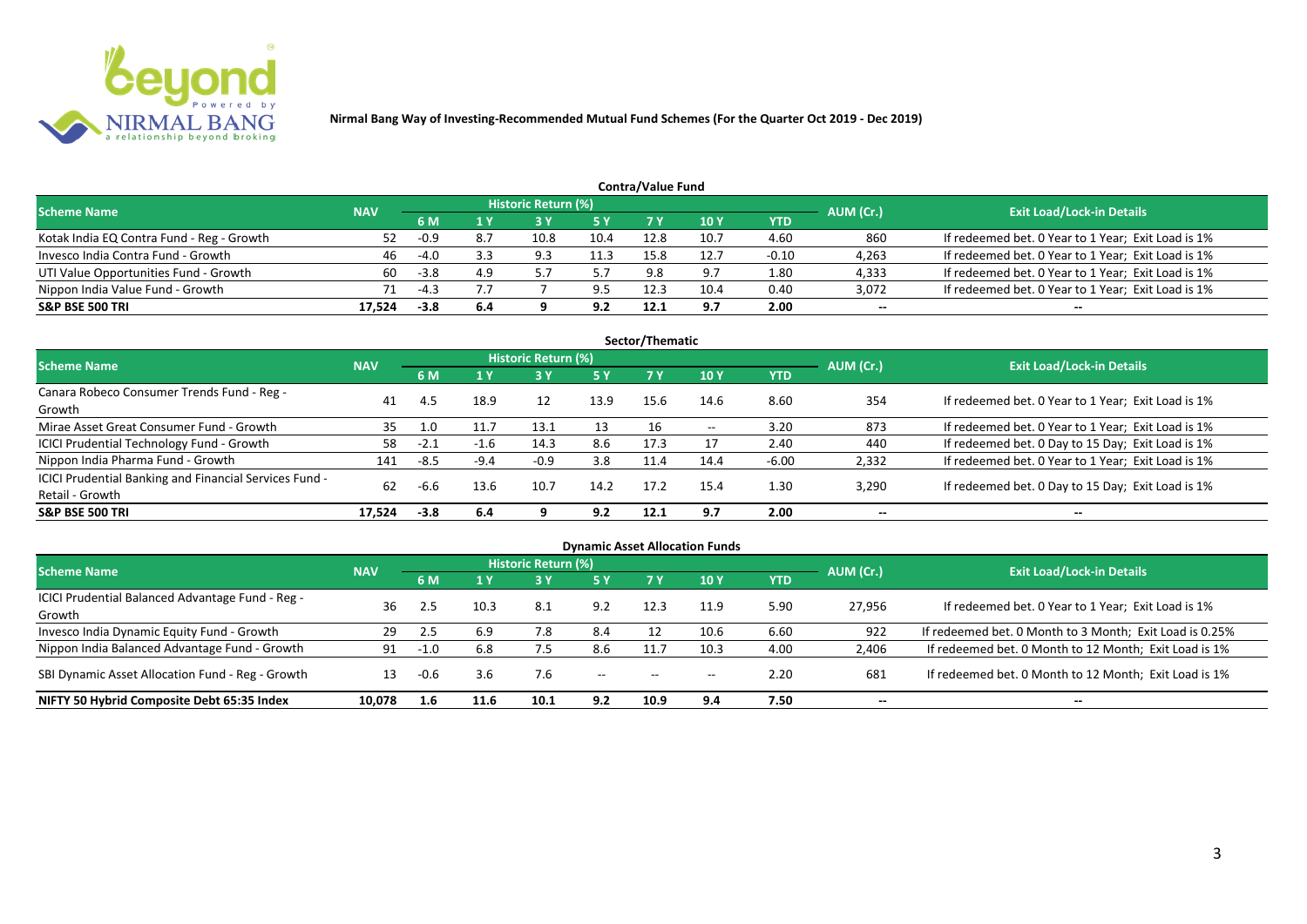**Nirmal Bang Way of Investing-Recommended Mutual Fund Schemes (For the Quarter Oct 2019 - Dec 2019)**

### Contra/Value Fund

| Scheme Name | NAV | Historic Return (%) | | | | | | | AUM (Cr.) | Exit Load/Lock-in Details |
|---|---|---|---|---|---|---|---|---|---|---|
| | | 6 M | 1 Y | 3 Y | 5 Y | 7 Y | 10 Y | YTD | | |
| Kotak India EQ Contra Fund - Reg - Growth | 52 | -0.9 | 8.7 | 10.8 | 10.4 | 12.8 | 10.7 | 4.60 | 860 | If redeemed bet. 0 Year to 1 Year; Exit Load is 1% |
| Invesco India Contra Fund - Growth | 46 | -4.0 | 3.3 | 9.3 | 11.3 | 15.8 | 12.7 | -0.10 | 4,263 | If redeemed bet. 0 Year to 1 Year; Exit Load is 1% |
| UTI Value Opportunities Fund - Growth | 60 | -3.8 | 4.9 | 5.7 | 5.7 | 9.8 | 9.7 | 1.80 | 4,333 | If redeemed bet. 0 Year to 1 Year; Exit Load is 1% |
| Nippon India Value Fund - Growth | 71 | -4.3 | 7.7 | 7 | 9.5 | 12.3 | 10.4 | 0.40 | 3,072 | If redeemed bet. 0 Year to 1 Year; Exit Load is 1% |
| **S&P BSE 500 TRI** | **17,524** | **-3.8** | **6.4** | **9** | **9.2** | **12.1** | **9.7** | **2.00** | **--** | **--** |

### Sector/Thematic

| Scheme Name | NAV | Historic Return (%) | | | | | | | AUM (Cr.) | Exit Load/Lock-in Details |
|---|---|---|---|---|---|---|---|---|---|---|
| | | 6 M | 1 Y | 3 Y | 5 Y | 7 Y | 10 Y | YTD | | |
| Canara Robeco Consumer Trends Fund - Reg - Growth | 41 | 4.5 | 18.9 | 12 | 13.9 | 15.6 | 14.6 | 8.60 | 354 | If redeemed bet. 0 Year to 1 Year; Exit Load is 1% |
| Mirae Asset Great Consumer Fund - Growth | 35 | 1.0 | 11.7 | 13.1 | 13 | 16 | -- | 3.20 | 873 | If redeemed bet. 0 Year to 1 Year; Exit Load is 1% |
| ICICI Prudential Technology Fund - Growth | 58 | -2.1 | -1.6 | 14.3 | 8.6 | 17.3 | 17 | 2.40 | 440 | If redeemed bet. 0 Day to 15 Day; Exit Load is 1% |
| Nippon India Pharma Fund - Growth | 141 | -8.5 | -9.4 | -0.9 | 3.8 | 11.4 | 14.4 | -6.00 | 2,332 | If redeemed bet. 0 Year to 1 Year; Exit Load is 1% |
| ICICI Prudential Banking and Financial Services Fund - Retail - Growth | 62 | -6.6 | 13.6 | 10.7 | 14.2 | 17.2 | 15.4 | 1.30 | 3,290 | If redeemed bet. 0 Day to 15 Day; Exit Load is 1% |
| **S&P BSE 500 TRI** | **17,524** | **-3.8** | **6.4** | **9** | **9.2** | **12.1** | **9.7** | **2.00** | **--** | **--** |

### Dynamic Asset Allocation Funds

| Scheme Name | NAV | Historic Return (%) | | | | | | | AUM (Cr.) | Exit Load/Lock-in Details |
|---|---|---|---|---|---|---|---|---|---|---|
| | | 6 M | 1 Y | 3 Y | 5 Y | 7 Y | 10 Y | YTD | | |
| ICICI Prudential Balanced Advantage Fund - Reg - Growth | 36 | 2.5 | 10.3 | 8.1 | 9.2 | 12.3 | 11.9 | 5.90 | 27,956 | If redeemed bet. 0 Year to 1 Year; Exit Load is 1% |
| Invesco India Dynamic Equity Fund - Growth | 29 | 2.5 | 6.9 | 7.8 | 8.4 | 12 | 10.6 | 6.60 | 922 | If redeemed bet. 0 Month to 3 Month; Exit Load is 0.25% |
| Nippon India Balanced Advantage Fund - Growth | 91 | -1.0 | 6.8 | 7.5 | 8.6 | 11.7 | 10.3 | 4.00 | 2,406 | If redeemed bet. 0 Month to 12 Month; Exit Load is 1% |
| SBI Dynamic Asset Allocation Fund - Reg - Growth | 13 | -0.6 | 3.6 | 7.6 | -- | -- | -- | 2.20 | 681 | If redeemed bet. 0 Month to 12 Month; Exit Load is 1% |
| **NIFTY 50 Hybrid Composite Debt 65:35 Index** | **10,078** | **1.6** | **11.6** | **10.1** | **9.2** | **10.9** | **9.4** | **7.50** | **--** | **--** |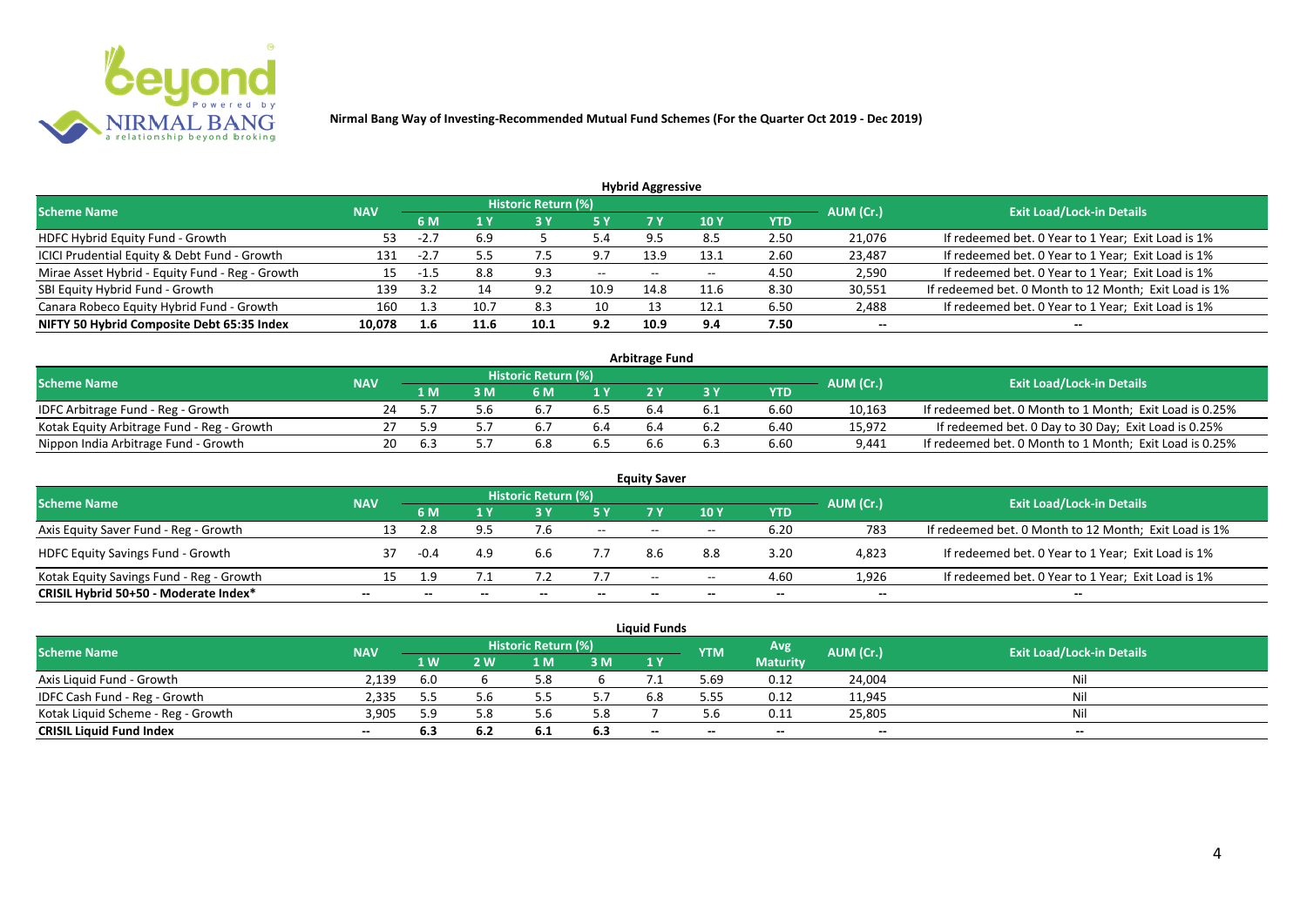**Nirmal Bang Way of Investing-Recommended Mutual Fund Schemes (For the Quarter Oct 2019 - Dec 2019)**

## Hybrid Aggressive

| Scheme Name | NAV | Historic Return (%) | | | | | | | AUM (Cr.) | Exit Load/Lock-in Details |
|---|---|---|---|---|---|---|---|---|---|---|
| | | 6 M | 1 Y | 3 Y | 5 Y | 7 Y | 10 Y | YTD | | |
| HDFC Hybrid Equity Fund - Growth | 53 | -2.7 | 6.9 | 5 | 5.4 | 9.5 | 8.5 | 2.50 | 21,076 | If redeemed bet. 0 Year to 1 Year; Exit Load is 1% |
| ICICI Prudential Equity & Debt Fund - Growth | 131 | -2.7 | 5.5 | 7.5 | 9.7 | 13.9 | 13.1 | 2.60 | 23,487 | If redeemed bet. 0 Year to 1 Year; Exit Load is 1% |
| Mirae Asset Hybrid - Equity Fund - Reg - Growth | 15 | -1.5 | 8.8 | 9.3 | -- | -- | -- | 4.50 | 2,590 | If redeemed bet. 0 Year to 1 Year; Exit Load is 1% |
| SBI Equity Hybrid Fund - Growth | 139 | 3.2 | 14 | 9.2 | 10.9 | 14.8 | 11.6 | 8.30 | 30,551 | If redeemed bet. 0 Month to 12 Month; Exit Load is 1% |
| Canara Robeco Equity Hybrid Fund - Growth | 160 | 1.3 | 10.7 | 8.3 | 10 | 13 | 12.1 | 6.50 | 2,488 | If redeemed bet. 0 Year to 1 Year; Exit Load is 1% |
| **NIFTY 50 Hybrid Composite Debt 65:35 Index** | **10,078** | **1.6** | **11.6** | **10.1** | **9.2** | **10.9** | **9.4** | **7.50** | **--** | **--** |

## Arbitrage Fund

| Scheme Name | NAV | Historic Return (%) | | | | | | | AUM (Cr.) | Exit Load/Lock-in Details |
|---|---|---|---|---|---|---|---|---|---|---|
| | | 1 M | 3 M | 6 M | 1 Y | 2 Y | 3 Y | YTD | | |
| IDFC Arbitrage Fund - Reg - Growth | 24 | 5.7 | 5.6 | 6.7 | 6.5 | 6.4 | 6.1 | 6.60 | 10,163 | If redeemed bet. 0 Month to 1 Month; Exit Load is 0.25% |
| Kotak Equity Arbitrage Fund - Reg - Growth | 27 | 5.9 | 5.7 | 6.7 | 6.4 | 6.4 | 6.2 | 6.40 | 15,972 | If redeemed bet. 0 Day to 30 Day; Exit Load is 0.25% |
| Nippon India Arbitrage Fund - Growth | 20 | 6.3 | 5.7 | 6.8 | 6.5 | 6.6 | 6.3 | 6.60 | 9,441 | If redeemed bet. 0 Month to 1 Month; Exit Load is 0.25% |

## Equity Saver

| Scheme Name | NAV | Historic Return (%) | | | | | | | AUM (Cr.) | Exit Load/Lock-in Details |
|---|---|---|---|---|---|---|---|---|---|---|
| | | 6 M | 1 Y | 3 Y | 5 Y | 7 Y | 10 Y | YTD | | |
| Axis Equity Saver Fund - Reg - Growth | 13 | 2.8 | 9.5 | 7.6 | -- | -- | -- | 6.20 | 783 | If redeemed bet. 0 Month to 12 Month; Exit Load is 1% |
| HDFC Equity Savings Fund - Growth | 37 | -0.4 | 4.9 | 6.6 | 7.7 | 8.6 | 8.8 | 3.20 | 4,823 | If redeemed bet. 0 Year to 1 Year; Exit Load is 1% |
| Kotak Equity Savings Fund - Reg - Growth | 15 | 1.9 | 7.1 | 7.2 | 7.7 | -- | -- | 4.60 | 1,926 | If redeemed bet. 0 Year to 1 Year; Exit Load is 1% |
| **CRISIL Hybrid 50+50 - Moderate Index*** | **--** | **--** | **--** | **--** | **--** | **--** | **--** | **--** | **--** | **--** |

## Liquid Funds

| Scheme Name | NAV | Historic Return (%) | | | | | YTM | Avg Maturity | AUM (Cr.) | Exit Load/Lock-in Details |
|---|---|---|---|---|---|---|---|---|---|---|
| | | 1 W | 2 W | 1 M | 3 M | 1 Y | | | | |
| Axis Liquid Fund - Growth | 2,139 | 6.0 | 6 | 5.8 | 6 | 7.1 | 5.69 | 0.12 | 24,004 | Nil |
| IDFC Cash Fund - Reg - Growth | 2,335 | 5.5 | 5.6 | 5.5 | 5.7 | 6.8 | 5.55 | 0.12 | 11,945 | Nil |
| Kotak Liquid Scheme - Reg - Growth | 3,905 | 5.9 | 5.8 | 5.6 | 5.8 | 7 | 5.6 | 0.11 | 25,805 | Nil |
| **CRISIL Liquid Fund Index** | **--** | **6.3** | **6.2** | **6.1** | **6.3** | **--** | **--** | **--** | **--** | **--** |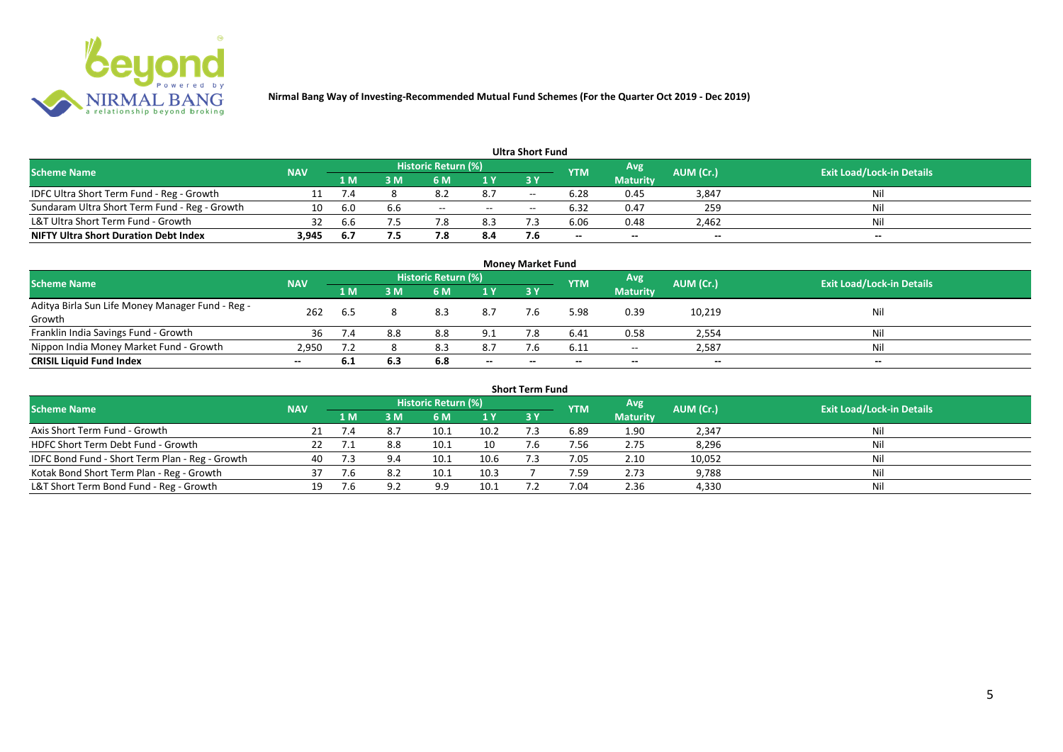**Nirmal Bang Way of Investing-Recommended Mutual Fund Schemes (For the Quarter Oct 2019 - Dec 2019)**

### Ultra Short Fund

| Scheme Name | NAV | Historic Return (%) | | | | | YTM | Avg Maturity | AUM (Cr.) | Exit Load/Lock-in Details |
|---|---|---|---|---|---|---|---|---|---|---|
| | | 1 M | 3 M | 6 M | 1 Y | 3 Y | | | | |
| IDFC Ultra Short Term Fund - Reg - Growth | 11 | 7.4 | 8 | 8.2 | 8.7 | -- | 6.28 | 0.45 | 3,847 | Nil |
| Sundaram Ultra Short Term Fund - Reg - Growth | 10 | 6.0 | 6.6 | -- | -- | -- | 6.32 | 0.47 | 259 | Nil |
| L&T Ultra Short Term Fund - Growth | 32 | 6.6 | 7.5 | 7.8 | 8.3 | 7.3 | 6.06 | 0.48 | 2,462 | Nil |
| **NIFTY Ultra Short Duration Debt Index** | **3,945** | **6.7** | **7.5** | **7.8** | **8.4** | **7.6** | **--** | **--** | **--** | **--** |

### Money Market Fund

| Scheme Name | NAV | Historic Return (%) | | | | | YTM | Avg Maturity | AUM (Cr.) | Exit Load/Lock-in Details |
|---|---|---|---|---|---|---|---|---|---|---|
| | | 1 M | 3 M | 6 M | 1 Y | 3 Y | | | | |
| Aditya Birla Sun Life Money Manager Fund - Reg - Growth | 262 | 6.5 | 8 | 8.3 | 8.7 | 7.6 | 5.98 | 0.39 | 10,219 | Nil |
| Franklin India Savings Fund - Growth | 36 | 7.4 | 8.8 | 8.8 | 9.1 | 7.8 | 6.41 | 0.58 | 2,554 | Nil |
| Nippon India Money Market Fund - Growth | 2,950 | 7.2 | 8 | 8.3 | 8.7 | 7.6 | 6.11 | -- | 2,587 | Nil |
| **CRISIL Liquid Fund Index** | **--** | **6.1** | **6.3** | **6.8** | **--** | **--** | **--** | **--** | **--** | **--** |

### Short Term Fund

| Scheme Name | NAV | Historic Return (%) | | | | | YTM | Avg Maturity | AUM (Cr.) | Exit Load/Lock-in Details |
|---|---|---|---|---|---|---|---|---|---|---|
| | | 1 M | 3 M | 6 M | 1 Y | 3 Y | | | | |
| Axis Short Term Fund - Growth | 21 | 7.4 | 8.7 | 10.1 | 10.2 | 7.3 | 6.89 | 1.90 | 2,347 | Nil |
| HDFC Short Term Debt Fund - Growth | 22 | 7.1 | 8.8 | 10.1 | 10 | 7.6 | 7.56 | 2.75 | 8,296 | Nil |
| IDFC Bond Fund - Short Term Plan - Reg - Growth | 40 | 7.3 | 9.4 | 10.1 | 10.6 | 7.3 | 7.05 | 2.10 | 10,052 | Nil |
| Kotak Bond Short Term Plan - Reg - Growth | 37 | 7.6 | 8.2 | 10.1 | 10.3 | 7 | 7.59 | 2.73 | 9,788 | Nil |
| L&T Short Term Bond Fund - Reg - Growth | 19 | 7.6 | 9.2 | 9.9 | 10.1 | 7.2 | 7.04 | 2.36 | 4,330 | Nil |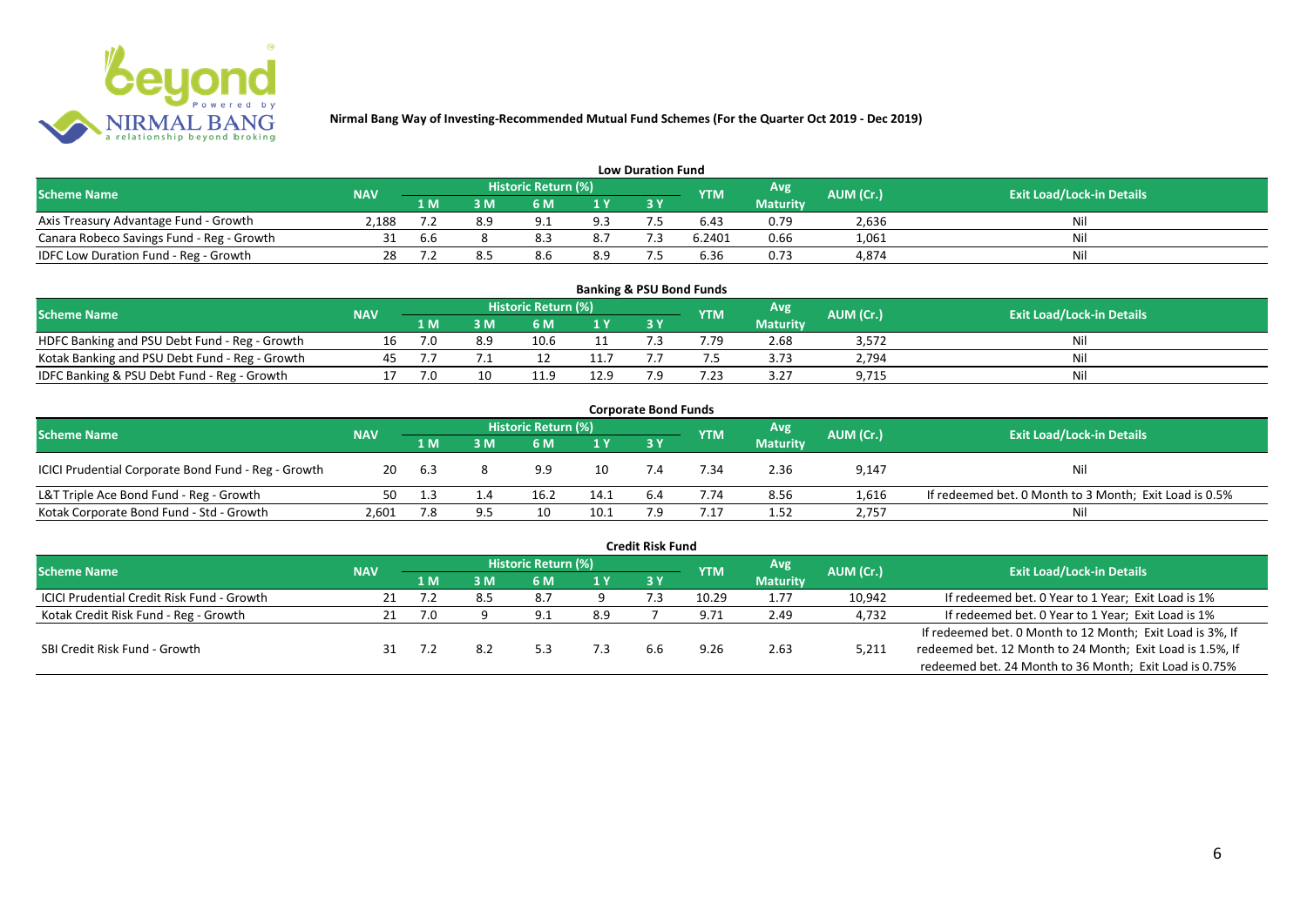**Nirmal Bang Way of Investing-Recommended Mutual Fund Schemes (For the Quarter Oct 2019 - Dec 2019)**

## Low Duration Fund

| Scheme Name | NAV | Historic Return (%) | | | | | YTM | Avg Maturity | AUM (Cr.) | Exit Load/Lock-in Details |
|---|---|---|---|---|---|---|---|---|---|---|
| | | 1 M | 3 M | 6 M | 1 Y | 3 Y | | | | |
| Axis Treasury Advantage Fund - Growth | 2,188 | 7.2 | 8.9 | 9.1 | 9.3 | 7.5 | 6.43 | 0.79 | 2,636 | Nil |
| Canara Robeco Savings Fund - Reg - Growth | 31 | 6.6 | 8 | 8.3 | 8.7 | 7.3 | 6.2401 | 0.66 | 1,061 | Nil |
| IDFC Low Duration Fund - Reg - Growth | 28 | 7.2 | 8.5 | 8.6 | 8.9 | 7.5 | 6.36 | 0.73 | 4,874 | Nil |

## Banking & PSU Bond Funds

| Scheme Name | NAV | Historic Return (%) | | | | | YTM | Avg Maturity | AUM (Cr.) | Exit Load/Lock-in Details |
|---|---|---|---|---|---|---|---|---|---|---|
| | | 1 M | 3 M | 6 M | 1 Y | 3 Y | | | | |
| HDFC Banking and PSU Debt Fund - Reg - Growth | 16 | 7.0 | 8.9 | 10.6 | 11 | 7.3 | 7.79 | 2.68 | 3,572 | Nil |
| Kotak Banking and PSU Debt Fund - Reg - Growth | 45 | 7.7 | 7.1 | 12 | 11.7 | 7.7 | 7.5 | 3.73 | 2,794 | Nil |
| IDFC Banking & PSU Debt Fund - Reg - Growth | 17 | 7.0 | 10 | 11.9 | 12.9 | 7.9 | 7.23 | 3.27 | 9,715 | Nil |

## Corporate Bond Funds

| Scheme Name | NAV | Historic Return (%) | | | | | YTM | Avg Maturity | AUM (Cr.) | Exit Load/Lock-in Details |
|---|---|---|---|---|---|---|---|---|---|---|
| | | 1 M | 3 M | 6 M | 1 Y | 3 Y | | | | |
| ICICI Prudential Corporate Bond Fund - Reg - Growth | 20 | 6.3 | 8 | 9.9 | 10 | 7.4 | 7.34 | 2.36 | 9,147 | Nil |
| L&T Triple Ace Bond Fund - Reg - Growth | 50 | 1.3 | 1.4 | 16.2 | 14.1 | 6.4 | 7.74 | 8.56 | 1,616 | If redeemed bet. 0 Month to 3 Month; Exit Load is 0.5% |
| Kotak Corporate Bond Fund - Std - Growth | 2,601 | 7.8 | 9.5 | 10 | 10.1 | 7.9 | 7.17 | 1.52 | 2,757 | Nil |

## Credit Risk Fund

| Scheme Name | NAV | Historic Return (%) | | | | | YTM | Avg Maturity | AUM (Cr.) | Exit Load/Lock-in Details |
|---|---|---|---|---|---|---|---|---|---|---|
| | | 1 M | 3 M | 6 M | 1 Y | 3 Y | | | | |
| ICICI Prudential Credit Risk Fund - Growth | 21 | 7.2 | 8.5 | 8.7 | 9 | 7.3 | 10.29 | 1.77 | 10,942 | If redeemed bet. 0 Year to 1 Year; Exit Load is 1% |
| Kotak Credit Risk Fund - Reg - Growth | 21 | 7.0 | 9 | 9.1 | 8.9 | 7 | 9.71 | 2.49 | 4,732 | If redeemed bet. 0 Year to 1 Year; Exit Load is 1% |
| SBI Credit Risk Fund - Growth | 31 | 7.2 | 8.2 | 5.3 | 7.3 | 6.6 | 9.26 | 2.63 | 5,211 | If redeemed bet. 0 Month to 12 Month; Exit Load is 3%, If redeemed bet. 12 Month to 24 Month; Exit Load is 1.5%, If redeemed bet. 24 Month to 36 Month; Exit Load is 0.75% |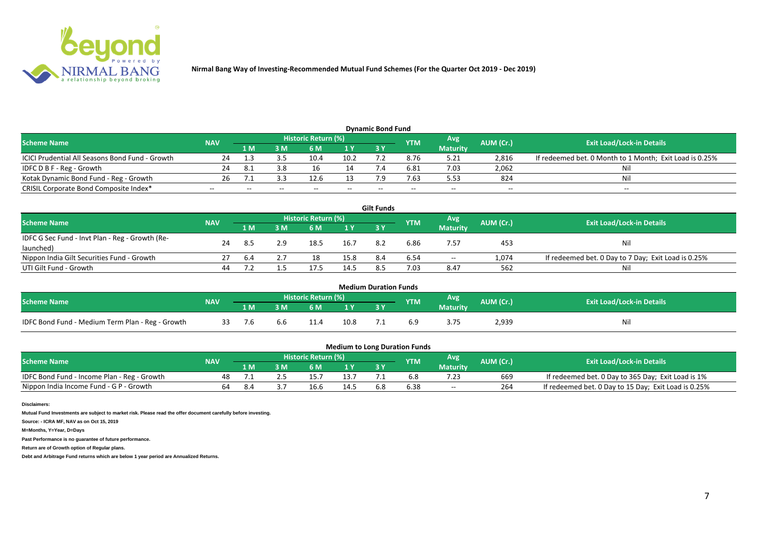Nirmal Bang Way of Investing-Recommended Mutual Fund Schemes (For the Quarter Oct 2019 - Dec 2019)

## Dynamic Bond Fund

| Scheme Name | NAV | Historic Return (%) | | | | | YTM | Avg Maturity | AUM (Cr.) | Exit Load/Lock-in Details |
|---|---|---|---|---|---|---|---|---|---|---|
| | | 1 M | 3 M | 6 M | 1 Y | 3 Y | | | | |
| ICICI Prudential All Seasons Bond Fund - Growth | 24 | 1.3 | 3.5 | 10.4 | 10.2 | 7.2 | 8.76 | 5.21 | 2,816 | If redeemed bet. 0 Month to 1 Month; Exit Load is 0.25% |
| IDFC D B F - Reg - Growth | 24 | 8.1 | 3.8 | 16 | 14 | 7.4 | 6.81 | 7.03 | 2,062 | Nil |
| Kotak Dynamic Bond Fund - Reg - Growth | 26 | 7.1 | 3.3 | 12.6 | 13 | 7.9 | 7.63 | 5.53 | 824 | Nil |
| CRISIL Corporate Bond Composite Index* | -- | -- | -- | -- | -- | -- | -- | -- | -- | -- |

## Gilt Funds

| Scheme Name | NAV | Historic Return (%) | | | | | YTM | Avg Maturity | AUM (Cr.) | Exit Load/Lock-in Details |
|---|---|---|---|---|---|---|---|---|---|---|
| | | 1 M | 3 M | 6 M | 1 Y | 3 Y | | | | |
| IDFC G Sec Fund - Invt Plan - Reg - Growth (Re-launched) | 24 | 8.5 | 2.9 | 18.5 | 16.7 | 8.2 | 6.86 | 7.57 | 453 | Nil |
| Nippon India Gilt Securities Fund - Growth | 27 | 6.4 | 2.7 | 18 | 15.8 | 8.4 | 6.54 | -- | 1,074 | If redeemed bet. 0 Day to 7 Day; Exit Load is 0.25% |
| UTI Gilt Fund - Growth | 44 | 7.2 | 1.5 | 17.5 | 14.5 | 8.5 | 7.03 | 8.47 | 562 | Nil |

## Medium Duration Funds

| Scheme Name | NAV | Historic Return (%) | | | | | YTM | Avg Maturity | AUM (Cr.) | Exit Load/Lock-in Details |
|---|---|---|---|---|---|---|---|---|---|---|
| | | 1 M | 3 M | 6 M | 1 Y | 3 Y | | | | |
| IDFC Bond Fund - Medium Term Plan - Reg - Growth | 33 | 7.6 | 6.6 | 11.4 | 10.8 | 7.1 | 6.9 | 3.75 | 2,939 | Nil |

## Medium to Long Duration Funds

| Scheme Name | NAV | Historic Return (%) | | | | | YTM | Avg Maturity | AUM (Cr.) | Exit Load/Lock-in Details |
|---|---|---|---|---|---|---|---|---|---|---|
| | | 1 M | 3 M | 6 M | 1 Y | 3 Y | | | | |
| IDFC Bond Fund - Income Plan - Reg - Growth | 48 | 7.1 | 2.5 | 15.7 | 13.7 | 7.1 | 6.8 | 7.23 | 669 | If redeemed bet. 0 Day to 365 Day; Exit Load is 1% |
| Nippon India Income Fund - G P - Growth | 64 | 8.4 | 3.7 | 16.6 | 14.5 | 6.8 | 6.38 | -- | 264 | If redeemed bet. 0 Day to 15 Day; Exit Load is 0.25% |

**Disclaimers:**

**Mutual Fund Investments are subject to market risk. Please read the offer document carefully before investing.**

**Source: - ICRA MF, NAV as on Oct 15, 2019**

**M=Months, Y=Year, D=Days**

**Past Performance is no guarantee of future performance.**

**Return are of Growth option of Regular plans.**

**Debt and Arbitrage Fund returns which are below 1 year period are Annualized Returns.**